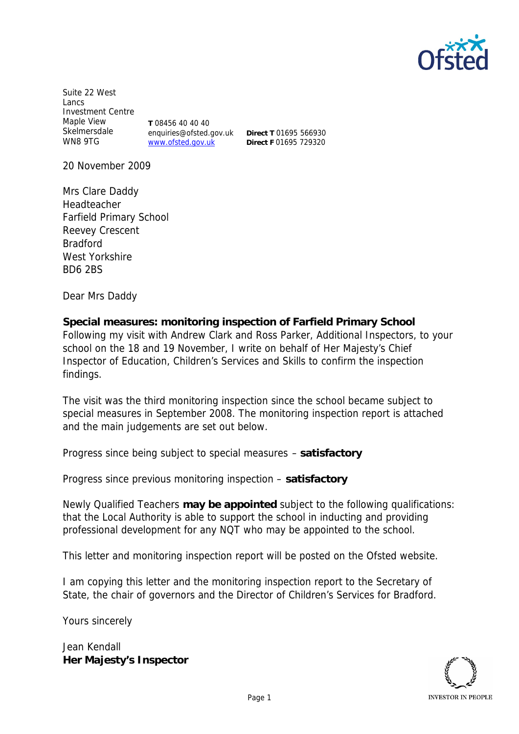Suite 22 West Lancs Investment Centre
Maple View
Skelmersdale
WN8 9TG

**T** 08456 40 40 40
enquiries@ofsted.gov.uk
www.ofsted.gov.uk

**Direct T** 01695 566930
**Direct F** 01695 729320

20 November 2009

Mrs Clare Daddy
Headteacher
Farfield Primary School
Reevey Crescent
Bradford
West Yorkshire
BD6 2BS

Dear Mrs Daddy

**Special measures: monitoring inspection of Farfield Primary School**

Following my visit with Andrew Clark and Ross Parker, Additional Inspectors, to your school on the 18 and 19 November, I write on behalf of Her Majesty's Chief Inspector of Education, Children's Services and Skills to confirm the inspection findings.

The visit was the third monitoring inspection since the school became subject to special measures in September 2008. The monitoring inspection report is attached and the main judgements are set out below.

Progress since being subject to special measures – **satisfactory**

Progress since previous monitoring inspection – **satisfactory**

Newly Qualified Teachers **may be appointed** subject to the following qualifications: that the Local Authority is able to support the school in inducting and providing professional development for any NQT who may be appointed to the school.

This letter and monitoring inspection report will be posted on the Ofsted website.

I am copying this letter and the monitoring inspection report to the Secretary of State, the chair of governors and the Director of Children's Services for Bradford.

Yours sincerely

Jean Kendall
**Her Majesty's Inspector**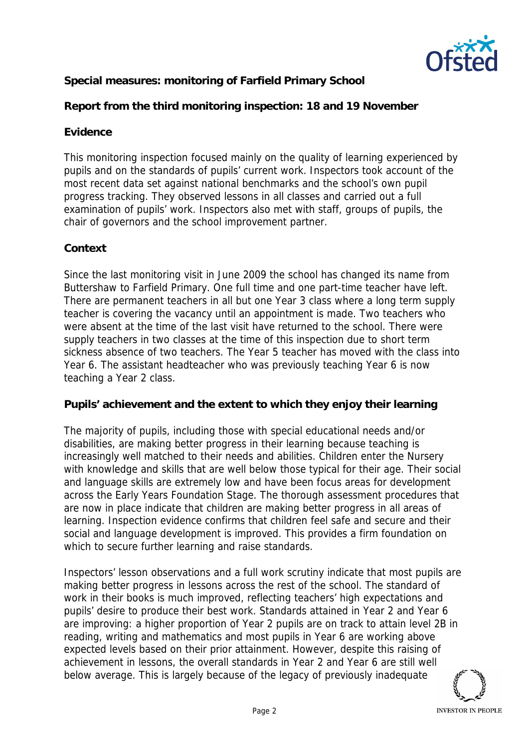**Special measures: monitoring of Farfield Primary School**

**Report from the third monitoring inspection: 18 and 19 November**

**Evidence**

This monitoring inspection focused mainly on the quality of learning experienced by pupils and on the standards of pupils' current work. Inspectors took account of the most recent data set against national benchmarks and the school's own pupil progress tracking. They observed lessons in all classes and carried out a full examination of pupils' work. Inspectors also met with staff, groups of pupils, the chair of governors and the school improvement partner.

**Context**

Since the last monitoring visit in June 2009 the school has changed its name from Buttershaw to Farfield Primary. One full time and one part-time teacher have left. There are permanent teachers in all but one Year 3 class where a long term supply teacher is covering the vacancy until an appointment is made. Two teachers who were absent at the time of the last visit have returned to the school. There were supply teachers in two classes at the time of this inspection due to short term sickness absence of two teachers. The Year 5 teacher has moved with the class into Year 6. The assistant headteacher who was previously teaching Year 6 is now teaching a Year 2 class.

**Pupils' achievement and the extent to which they enjoy their learning**

The majority of pupils, including those with special educational needs and/or disabilities, are making better progress in their learning because teaching is increasingly well matched to their needs and abilities. Children enter the Nursery with knowledge and skills that are well below those typical for their age. Their social and language skills are extremely low and have been focus areas for development across the Early Years Foundation Stage. The thorough assessment procedures that are now in place indicate that children are making better progress in all areas of learning. Inspection evidence confirms that children feel safe and secure and their social and language development is improved. This provides a firm foundation on which to secure further learning and raise standards.

Inspectors' lesson observations and a full work scrutiny indicate that most pupils are making better progress in lessons across the rest of the school. The standard of work in their books is much improved, reflecting teachers' high expectations and pupils' desire to produce their best work. Standards attained in Year 2 and Year 6 are improving: a higher proportion of Year 2 pupils are on track to attain level 2B in reading, writing and mathematics and most pupils in Year 6 are working above expected levels based on their prior attainment. However, despite this raising of achievement in lessons, the overall standards in Year 2 and Year 6 are still well below average. This is largely because of the legacy of previously inadequate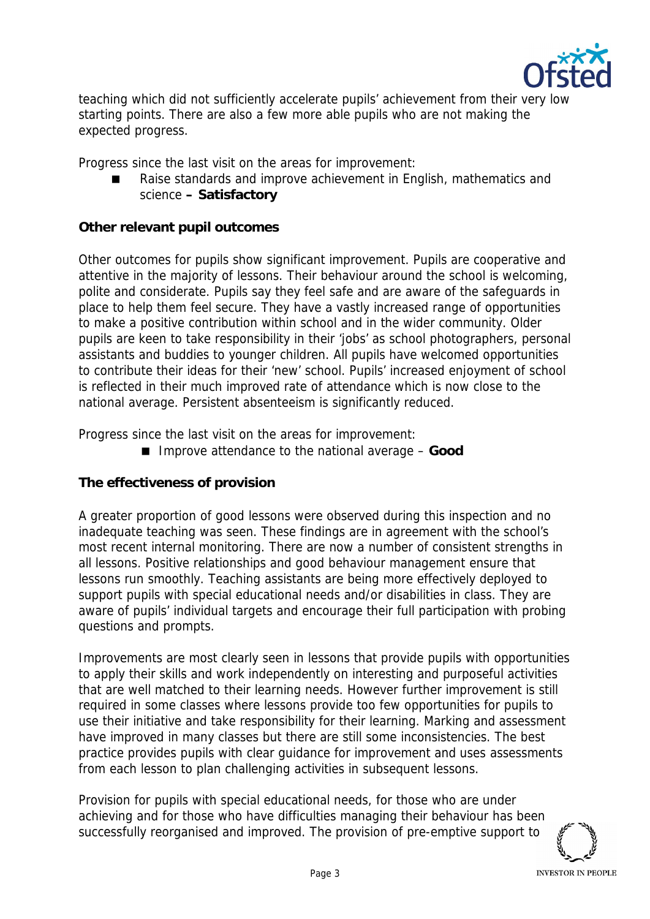teaching which did not sufficiently accelerate pupils' achievement from their very low starting points. There are also a few more able pupils who are not making the expected progress.

Progress since the last visit on the areas for improvement:

- Raise standards and improve achievement in English, mathematics and science **– Satisfactory**

**Other relevant pupil outcomes**

Other outcomes for pupils show significant improvement. Pupils are cooperative and attentive in the majority of lessons. Their behaviour around the school is welcoming, polite and considerate. Pupils say they feel safe and are aware of the safeguards in place to help them feel secure. They have a vastly increased range of opportunities to make a positive contribution within school and in the wider community. Older pupils are keen to take responsibility in their 'jobs' as school photographers, personal assistants and buddies to younger children. All pupils have welcomed opportunities to contribute their ideas for their 'new' school. Pupils' increased enjoyment of school is reflected in their much improved rate of attendance which is now close to the national average. Persistent absenteeism is significantly reduced.

Progress since the last visit on the areas for improvement:

- Improve attendance to the national average – **Good**

**The effectiveness of provision**

A greater proportion of good lessons were observed during this inspection and no inadequate teaching was seen. These findings are in agreement with the school's most recent internal monitoring. There are now a number of consistent strengths in all lessons. Positive relationships and good behaviour management ensure that lessons run smoothly. Teaching assistants are being more effectively deployed to support pupils with special educational needs and/or disabilities in class. They are aware of pupils' individual targets and encourage their full participation with probing questions and prompts.

Improvements are most clearly seen in lessons that provide pupils with opportunities to apply their skills and work independently on interesting and purposeful activities that are well matched to their learning needs. However further improvement is still required in some classes where lessons provide too few opportunities for pupils to use their initiative and take responsibility for their learning. Marking and assessment have improved in many classes but there are still some inconsistencies. The best practice provides pupils with clear guidance for improvement and uses assessments from each lesson to plan challenging activities in subsequent lessons.

Provision for pupils with special educational needs, for those who are under achieving and for those who have difficulties managing their behaviour has been successfully reorganised and improved. The provision of pre-emptive support to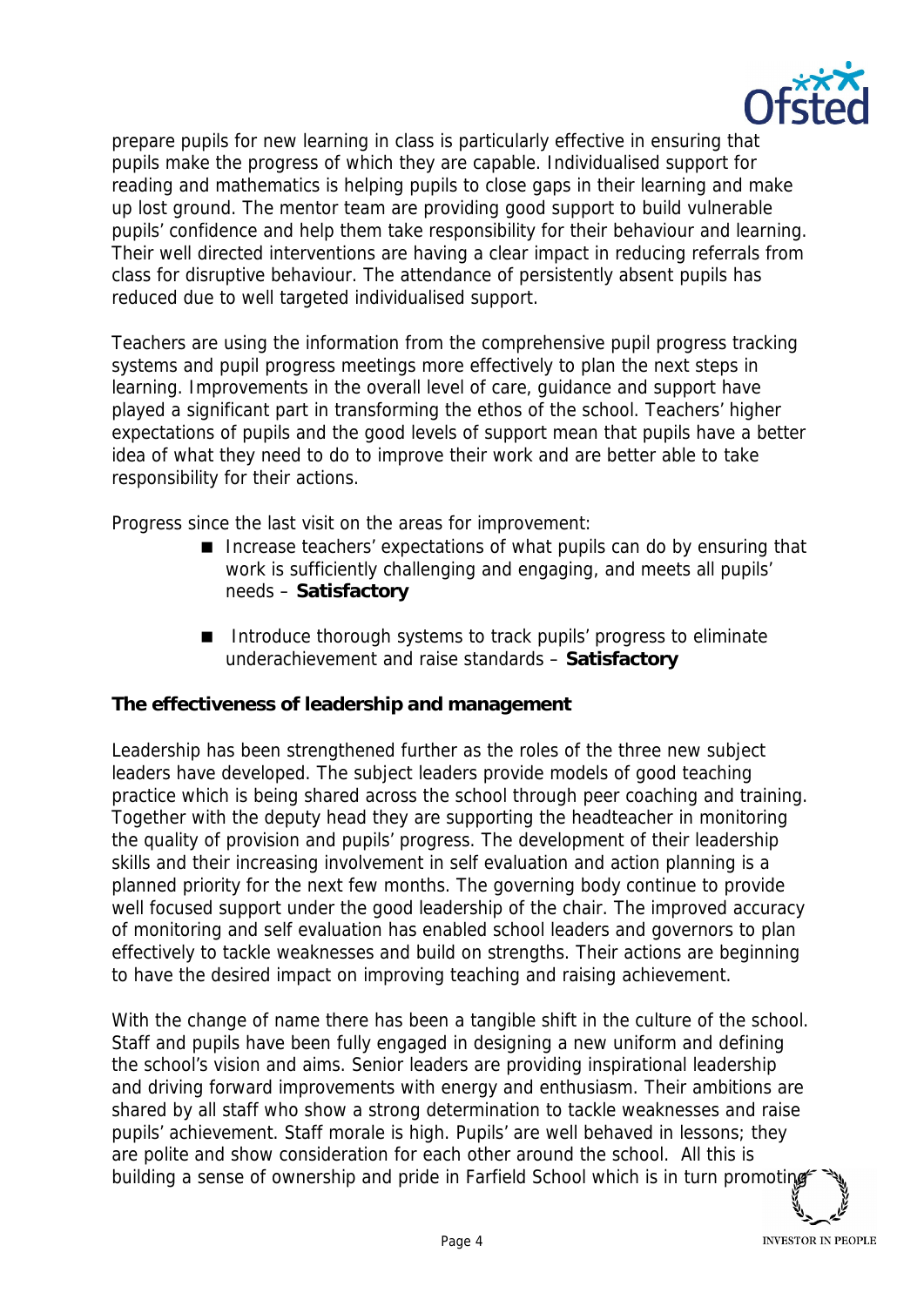prepare pupils for new learning in class is particularly effective in ensuring that pupils make the progress of which they are capable. Individualised support for reading and mathematics is helping pupils to close gaps in their learning and make up lost ground. The mentor team are providing good support to build vulnerable pupils' confidence and help them take responsibility for their behaviour and learning. Their well directed interventions are having a clear impact in reducing referrals from class for disruptive behaviour. The attendance of persistently absent pupils has reduced due to well targeted individualised support.

Teachers are using the information from the comprehensive pupil progress tracking systems and pupil progress meetings more effectively to plan the next steps in learning. Improvements in the overall level of care, guidance and support have played a significant part in transforming the ethos of the school. Teachers' higher expectations of pupils and the good levels of support mean that pupils have a better idea of what they need to do to improve their work and are better able to take responsibility for their actions.

Progress since the last visit on the areas for improvement:

- Increase teachers' expectations of what pupils can do by ensuring that work is sufficiently challenging and engaging, and meets all pupils' needs – **Satisfactory**
- Introduce thorough systems to track pupils' progress to eliminate underachievement and raise standards – **Satisfactory**

**The effectiveness of leadership and management**

Leadership has been strengthened further as the roles of the three new subject leaders have developed. The subject leaders provide models of good teaching practice which is being shared across the school through peer coaching and training. Together with the deputy head they are supporting the headteacher in monitoring the quality of provision and pupils' progress. The development of their leadership skills and their increasing involvement in self evaluation and action planning is a planned priority for the next few months. The governing body continue to provide well focused support under the good leadership of the chair. The improved accuracy of monitoring and self evaluation has enabled school leaders and governors to plan effectively to tackle weaknesses and build on strengths. Their actions are beginning to have the desired impact on improving teaching and raising achievement.

With the change of name there has been a tangible shift in the culture of the school. Staff and pupils have been fully engaged in designing a new uniform and defining the school's vision and aims. Senior leaders are providing inspirational leadership and driving forward improvements with energy and enthusiasm. Their ambitions are shared by all staff who show a strong determination to tackle weaknesses and raise pupils' achievement. Staff morale is high. Pupils' are well behaved in lessons; they are polite and show consideration for each other around the school. All this is building a sense of ownership and pride in Farfield School which is in turn promoting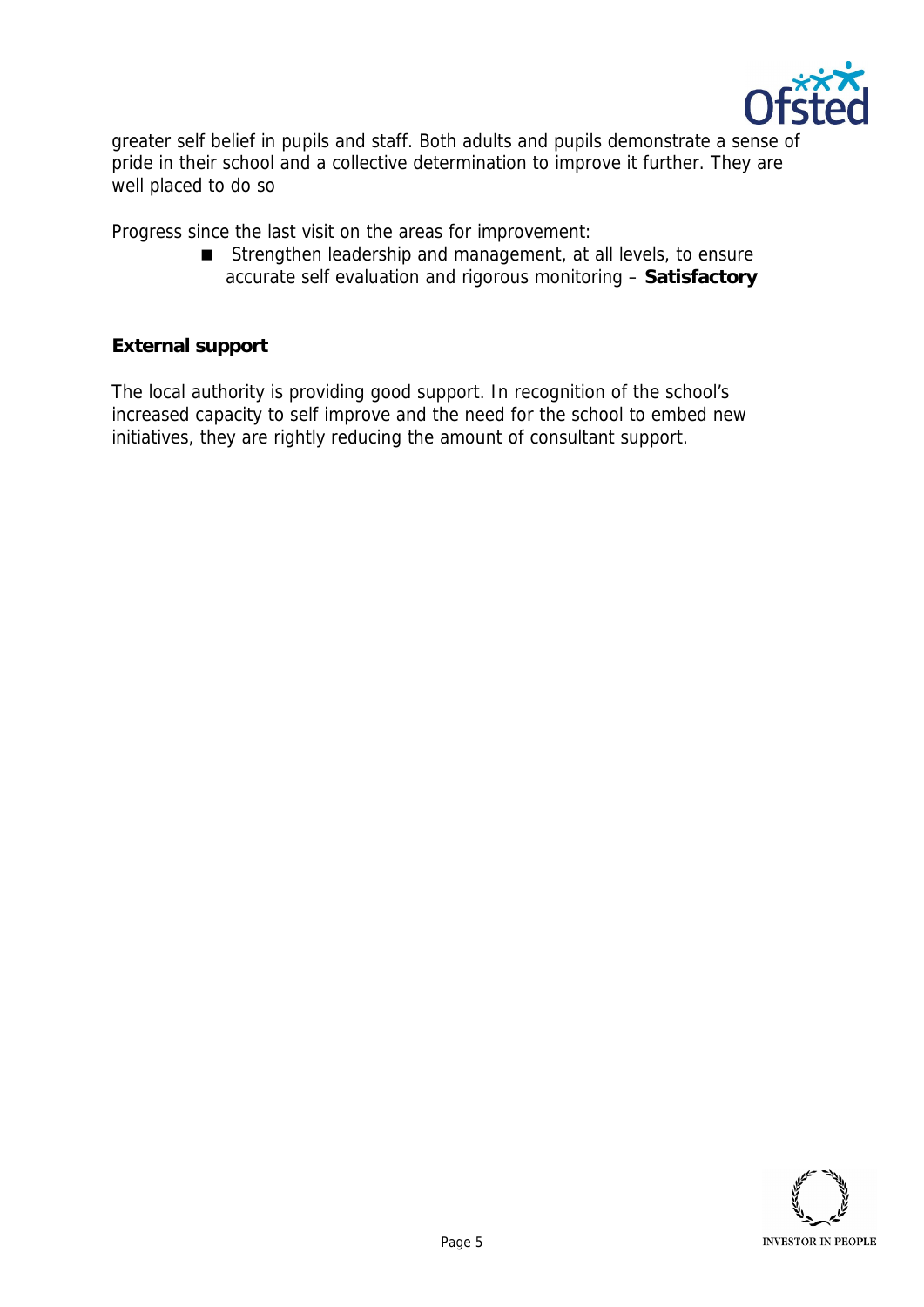greater self belief in pupils and staff. Both adults and pupils demonstrate a sense of pride in their school and a collective determination to improve it further. They are well placed to do so

Progress since the last visit on the areas for improvement:

- Strengthen leadership and management, at all levels, to ensure accurate self evaluation and rigorous monitoring – **Satisfactory**

**External support**

The local authority is providing good support. In recognition of the school's increased capacity to self improve and the need for the school to embed new initiatives, they are rightly reducing the amount of consultant support.